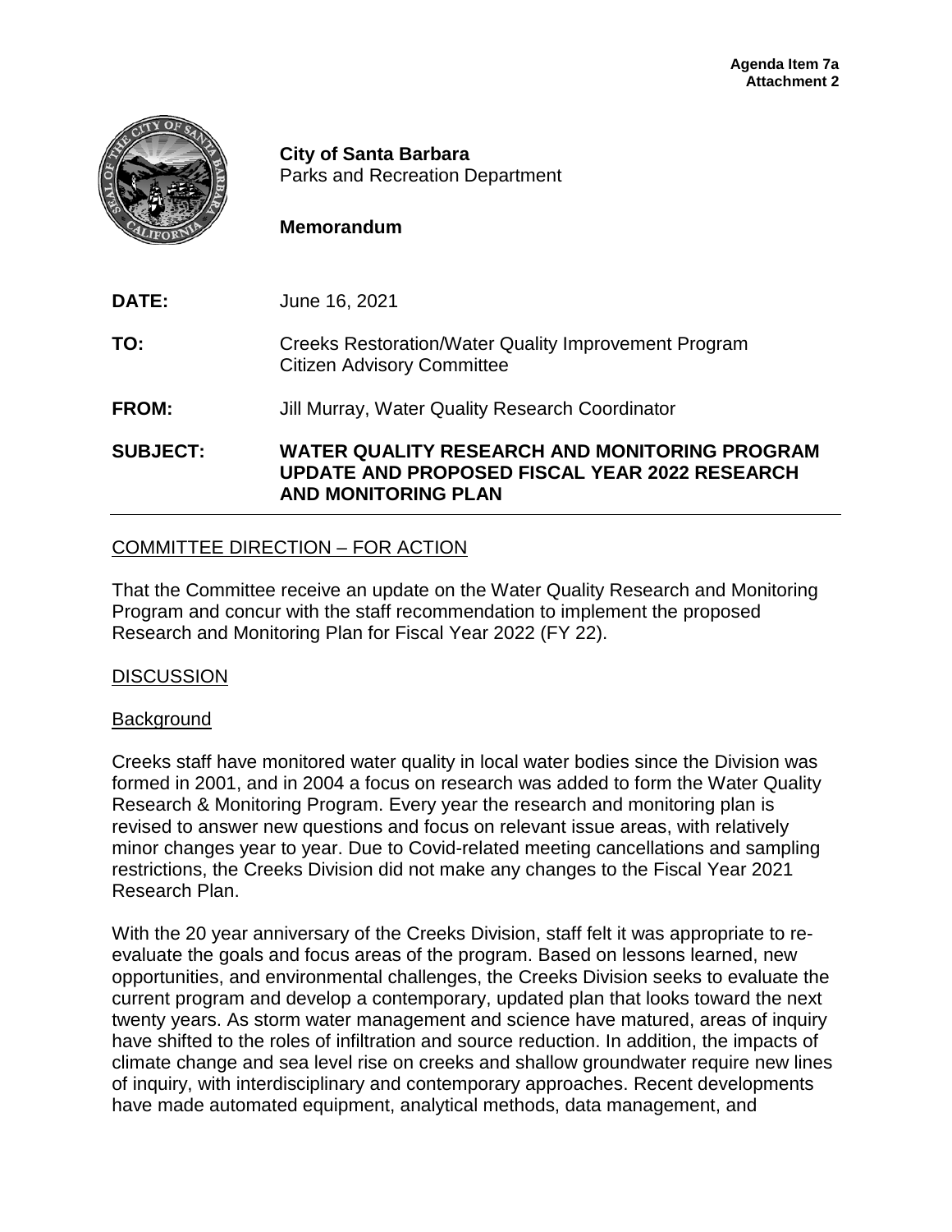**Agenda Item 7a**
**Attachment 2**

**City of Santa Barbara**
Parks and Recreation Department

**Memorandum**

**DATE:** June 16, 2021

**TO:** Creeks Restoration/Water Quality Improvement Program Citizen Advisory Committee

**FROM:** Jill Murray, Water Quality Research Coordinator

**SUBJECT:** **WATER QUALITY RESEARCH AND MONITORING PROGRAM UPDATE AND PROPOSED FISCAL YEAR 2022 RESEARCH AND MONITORING PLAN**

---

<u>COMMITTEE DIRECTION – FOR ACTION</u>

That the Committee receive an update on the Water Quality Research and Monitoring Program and concur with the staff recommendation to implement the proposed Research and Monitoring Plan for Fiscal Year 2022 (FY 22).

<u>DISCUSSION</u>

<u>Background</u>

Creeks staff have monitored water quality in local water bodies since the Division was formed in 2001, and in 2004 a focus on research was added to form the Water Quality Research & Monitoring Program. Every year the research and monitoring plan is revised to answer new questions and focus on relevant issue areas, with relatively minor changes year to year. Due to Covid-related meeting cancellations and sampling restrictions, the Creeks Division did not make any changes to the Fiscal Year 2021 Research Plan.

With the 20 year anniversary of the Creeks Division, staff felt it was appropriate to re-evaluate the goals and focus areas of the program. Based on lessons learned, new opportunities, and environmental challenges, the Creeks Division seeks to evaluate the current program and develop a contemporary, updated plan that looks toward the next twenty years. As storm water management and science have matured, areas of inquiry have shifted to the roles of infiltration and source reduction. In addition, the impacts of climate change and sea level rise on creeks and shallow groundwater require new lines of inquiry, with interdisciplinary and contemporary approaches. Recent developments have made automated equipment, analytical methods, data management, and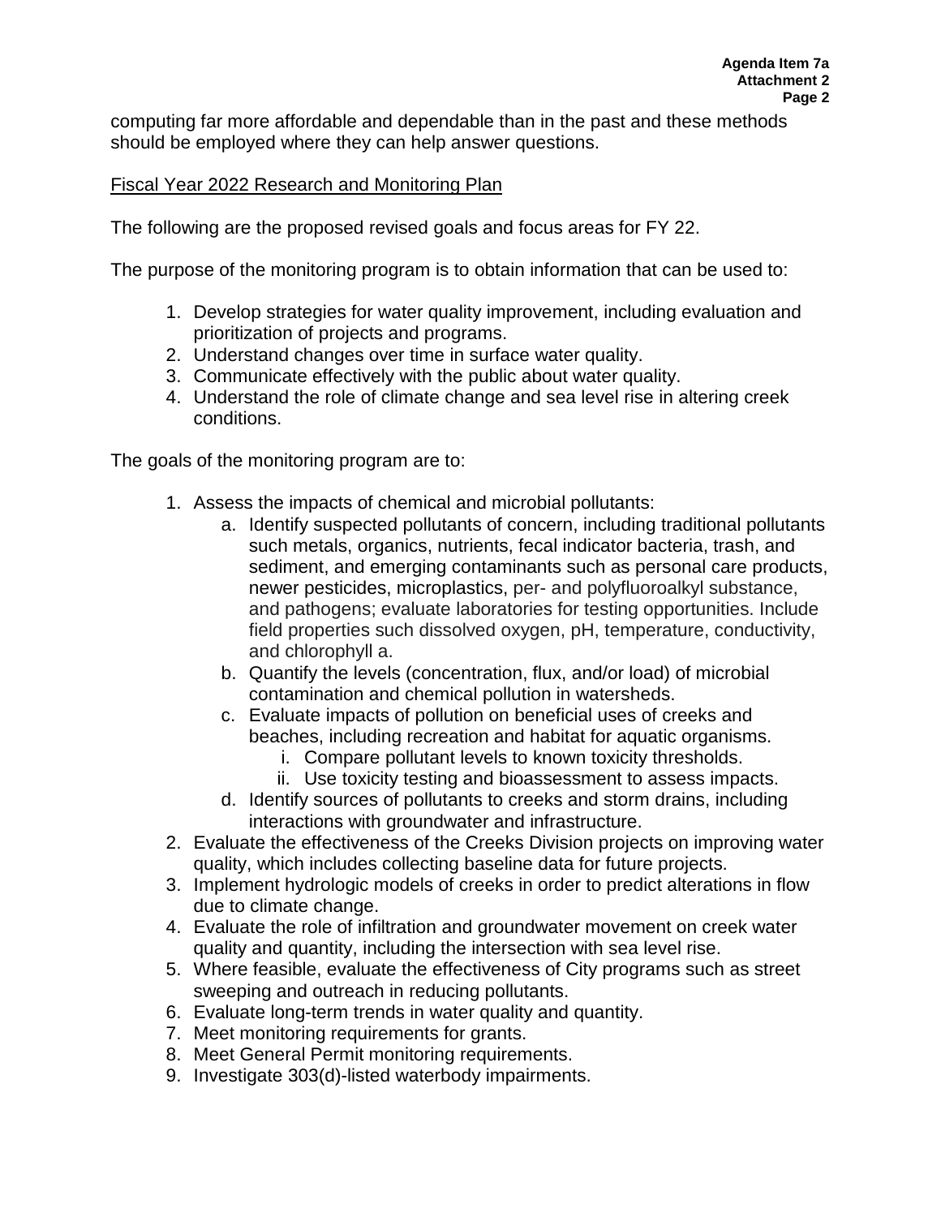computing far more affordable and dependable than in the past and these methods should be employed where they can help answer questions.

Fiscal Year 2022 Research and Monitoring Plan

The following are the proposed revised goals and focus areas for FY 22.

The purpose of the monitoring program is to obtain information that can be used to:

1. Develop strategies for water quality improvement, including evaluation and prioritization of projects and programs.
2. Understand changes over time in surface water quality.
3. Communicate effectively with the public about water quality.
4. Understand the role of climate change and sea level rise in altering creek conditions.

The goals of the monitoring program are to:

1. Assess the impacts of chemical and microbial pollutants:
    a. Identify suspected pollutants of concern, including traditional pollutants such metals, organics, nutrients, fecal indicator bacteria, trash, and sediment, and emerging contaminants such as personal care products, newer pesticides, microplastics, per- and polyfluoroalkyl substance, and pathogens; evaluate laboratories for testing opportunities. Include field properties such dissolved oxygen, pH, temperature, conductivity, and chlorophyll a.
    b. Quantify the levels (concentration, flux, and/or load) of microbial contamination and chemical pollution in watersheds.
    c. Evaluate impacts of pollution on beneficial uses of creeks and beaches, including recreation and habitat for aquatic organisms.
        i. Compare pollutant levels to known toxicity thresholds.
        ii. Use toxicity testing and bioassessment to assess impacts.
    d. Identify sources of pollutants to creeks and storm drains, including interactions with groundwater and infrastructure.
2. Evaluate the effectiveness of the Creeks Division projects on improving water quality, which includes collecting baseline data for future projects.
3. Implement hydrologic models of creeks in order to predict alterations in flow due to climate change.
4. Evaluate the role of infiltration and groundwater movement on creek water quality and quantity, including the intersection with sea level rise.
5. Where feasible, evaluate the effectiveness of City programs such as street sweeping and outreach in reducing pollutants.
6. Evaluate long-term trends in water quality and quantity.
7. Meet monitoring requirements for grants.
8. Meet General Permit monitoring requirements.
9. Investigate 303(d)-listed waterbody impairments.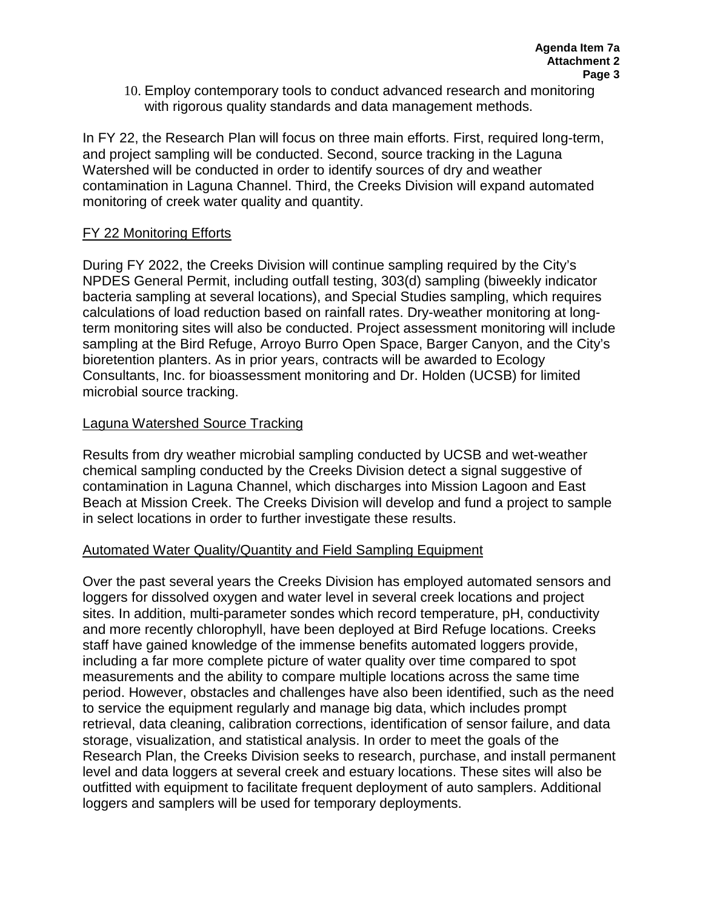10. Employ contemporary tools to conduct advanced research and monitoring with rigorous quality standards and data management methods.

In FY 22, the Research Plan will focus on three main efforts. First, required long-term, and project sampling will be conducted. Second, source tracking in the Laguna Watershed will be conducted in order to identify sources of dry and weather contamination in Laguna Channel. Third, the Creeks Division will expand automated monitoring of creek water quality and quantity.

## FY 22 Monitoring Efforts

During FY 2022, the Creeks Division will continue sampling required by the City's NPDES General Permit, including outfall testing, 303(d) sampling (biweekly indicator bacteria sampling at several locations), and Special Studies sampling, which requires calculations of load reduction based on rainfall rates. Dry-weather monitoring at long-term monitoring sites will also be conducted. Project assessment monitoring will include sampling at the Bird Refuge, Arroyo Burro Open Space, Barger Canyon, and the City's bioretention planters. As in prior years, contracts will be awarded to Ecology Consultants, Inc. for bioassessment monitoring and Dr. Holden (UCSB) for limited microbial source tracking.

## Laguna Watershed Source Tracking

Results from dry weather microbial sampling conducted by UCSB and wet-weather chemical sampling conducted by the Creeks Division detect a signal suggestive of contamination in Laguna Channel, which discharges into Mission Lagoon and East Beach at Mission Creek. The Creeks Division will develop and fund a project to sample in select locations in order to further investigate these results.

## Automated Water Quality/Quantity and Field Sampling Equipment

Over the past several years the Creeks Division has employed automated sensors and loggers for dissolved oxygen and water level in several creek locations and project sites. In addition, multi-parameter sondes which record temperature, pH, conductivity and more recently chlorophyll, have been deployed at Bird Refuge locations. Creeks staff have gained knowledge of the immense benefits automated loggers provide, including a far more complete picture of water quality over time compared to spot measurements and the ability to compare multiple locations across the same time period. However, obstacles and challenges have also been identified, such as the need to service the equipment regularly and manage big data, which includes prompt retrieval, data cleaning, calibration corrections, identification of sensor failure, and data storage, visualization, and statistical analysis. In order to meet the goals of the Research Plan, the Creeks Division seeks to research, purchase, and install permanent level and data loggers at several creek and estuary locations. These sites will also be outfitted with equipment to facilitate frequent deployment of auto samplers. Additional loggers and samplers will be used for temporary deployments.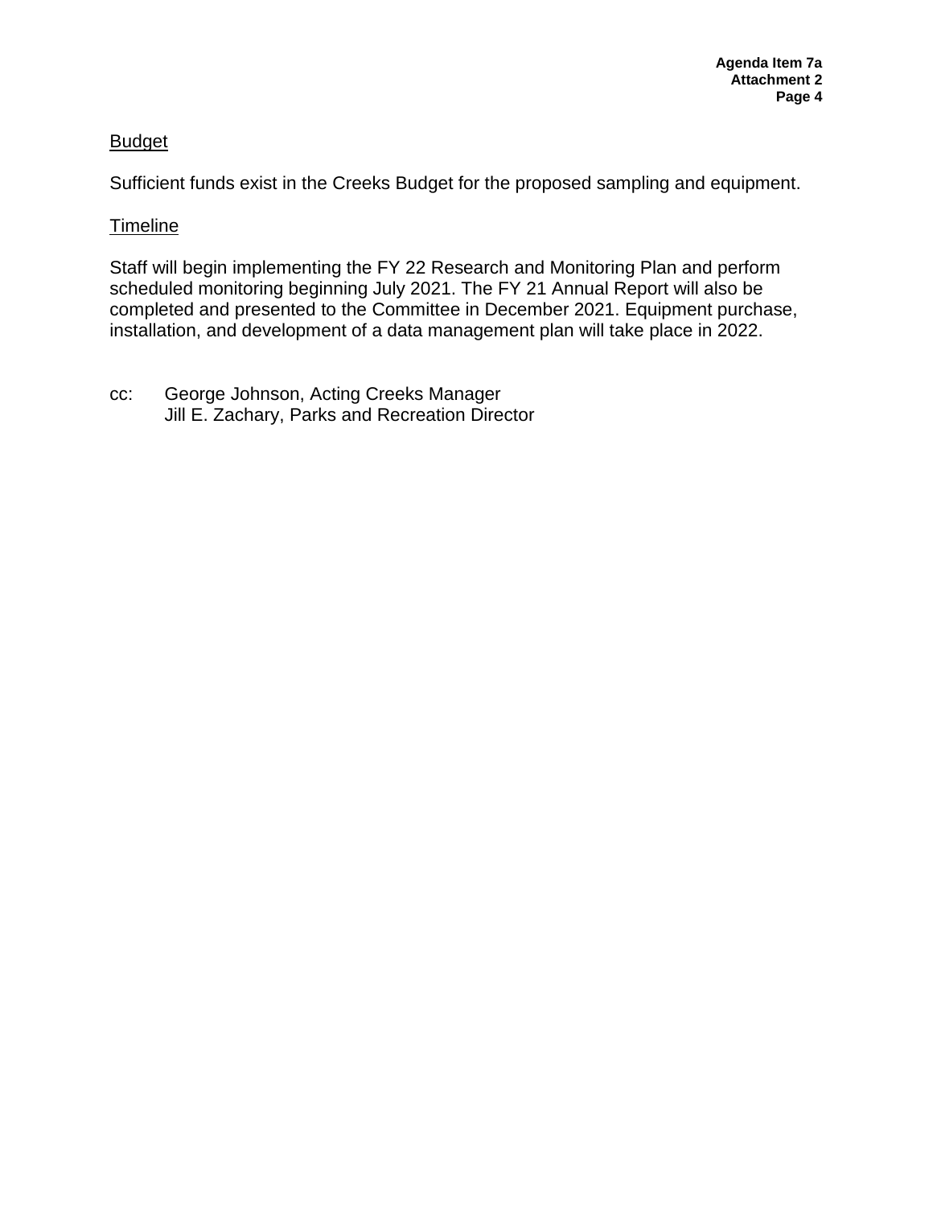Budget

Sufficient funds exist in the Creeks Budget for the proposed sampling and equipment.

Timeline

Staff will begin implementing the FY 22 Research and Monitoring Plan and perform scheduled monitoring beginning July 2021. The FY 21 Annual Report will also be completed and presented to the Committee in December 2021. Equipment purchase, installation, and development of a data management plan will take place in 2022.

cc: George Johnson, Acting Creeks Manager
Jill E. Zachary, Parks and Recreation Director